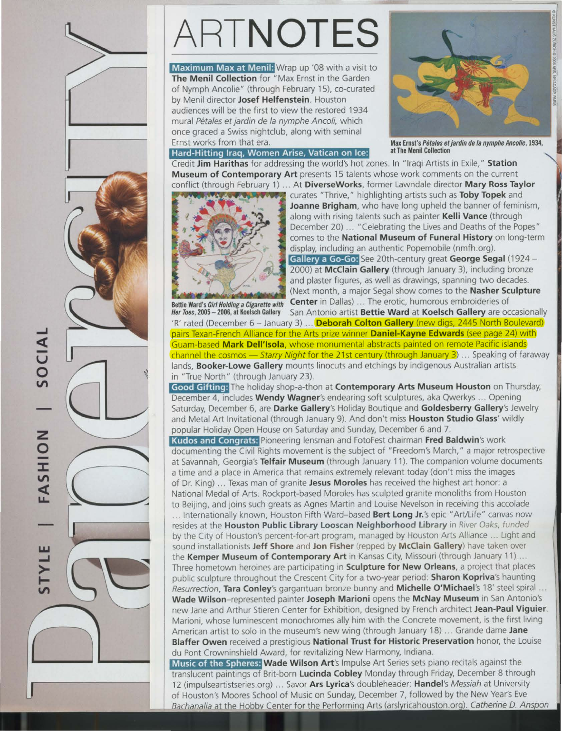# ARTNOTES

**Maximum Max at Menil:** Wrap up '08 with a visit to **The Menil Collection** for "Max Ernst in the Garden of Nymph Ancolie" (through February 15), co-curated by Menil director **Josef Helfenstein**. Houston audiences will be the first to view the restored 1934 mural *Pétales et jardin de la nymphe Ancoli,* which once graced a Swiss nightclub, along with seminal Ernst works from that era.

Max Ernst's *Pétales et jardin de la nymphe Ancolie*, 1934, at The Menil Collection

**Hard-Hitting Iraq, Women Arise, Vatican on Ice:** Credit **Jim Harithas** for addressing the world's hot zones. In "Iraqi Artists in Exile," **Station Museum of Contemporary Art** presents 15 talents whose work comments on the current conflict (through February 1) … At **DiverseWorks**, former Lawndale director **Mary Ross Taylor** curates "Thrive," highlighting artists such as **Toby Topek** and **Joanne Brigham**, who have long upheld the banner of feminism, along with rising talents such as painter **Kelli Vance** (through December 20) … "Celebrating the Lives and Deaths of the Popes" comes to the **National Museum of Funeral History** on long-term display, including an authentic Popemobile (nmfh.org).

**Gallery a Go-Go:** See 20th-century great **George Segal** (1924 – 2000) at **McClain Gallery** (through January 3), including bronze and plaster figures, as well as drawings, spanning two decades. (Next month, a major Segal show comes to the **Nasher Sculpture Center** in Dallas) … The erotic, humorous embroideries of San Antonio artist **Bettie Ward** at **Koelsch Gallery** are occasionally 'R' rated (December 6 – January 3) … **Deborah Colton Gallery** (new digs, 2445 North Boulevard) pairs Texan-French Alliance for the Arts prize winner **Daniel-Kayne Edwards** (see page 24) with Guam-based **Mark Dell'Isola**, whose monumental abstracts painted on remote Pacific islands channel the cosmos — *Starry Night* for the 21st century (through January 3) … Speaking of faraway lands, **Booker-Lowe Gallery** mounts linocuts and etchings by indigenous Australian artists in "True North" (through January 23).

Bettie Ward's *Girl Holding a Cigarette with Her Toes*, 2005 – 2006, at Koelsch Gallery

**Good Gifting:** The holiday shop-a-thon at **Contemporary Arts Museum Houston** on Thursday, December 4, includes **Wendy Wagner**'s endearing soft sculptures, aka Qwerkys … Opening Saturday, December 6, are **Darke Gallery**'s Holiday Boutique and **Goldesberry Gallery**'s Jewelry and Metal Art Invitational (through January 9). And don't miss **Houston Studio Glass**' wildly popular Holiday Open House on Saturday and Sunday, December 6 and 7.

**Kudos and Congrats:** Pioneering lensman and FotoFest chairman **Fred Baldwin**'s work documenting the Civil Rights movement is the subject of "Freedom's March," a major retrospective at Savannah, Georgia's **Telfair Museum** (through January 11). The companion volume documents a time and a place in America that remains extremely relevant today (don't miss the images of Dr. King) … Texas man of granite **Jesus Moroles** has received the highest art honor: a National Medal of Arts. Rockport-based Moroles has sculpted granite monoliths from Houston to Beijing, and joins such greats as Agnes Martin and Louise Nevelson in receiving this accolade … Internationally known, Houston Fifth Ward–based **Bert Long Jr.**'s epic "Art/Life" canvas now resides at the **Houston Public Library Looscan Neighborhood Library** *in River Oaks, funded by the City of Houston's percent-for-art program, managed by Houston Arts Alliance* … Light and sound installationists **Jeff Shore** and **Jon Fisher** (repped by **McClain Gallery**) have taken over the **Kemper Museum of Contemporary Art** in Kansas City, Missouri (through January 11) … Three hometown heroines are participating in **Sculpture for New Orleans**, a project that places public sculpture throughout the Crescent City for a two-year period: **Sharon Kopriva**'s haunting *Resurrection*, **Tara Conley**'s gargantuan bronze bunny and **Michelle O'Michael**'s 18' steel spiral … **Wade Wilson**–represented painter **Joseph Marioni** opens the **McNay Museum** in San Antonio's new Jane and Arthur Stieren Center for Exhibition, designed by French architect **Jean-Paul Viguier**. Marioni, whose luminescent monochromes ally him with the Concrete movement, is the first living American artist to solo in the museum's new wing (through January 18) … Grande dame **Jane Blaffer Owen** received a prestigious **National Trust for Historic Preservation** honor, the Louise du Pont Crowninshield Award, for revitalizing New Harmony, Indiana.

**Music of the Spheres:** **Wade Wilson Art**'s Impulse Art Series sets piano recitals against the translucent paintings of Brit-born **Lucinda Cobley** Monday through Friday, December 8 through 12 (impulseartistseries.org) … Savor **Ars Lyrica**'s doubleheader: **Handel**'s *Messiah* at University of Houston's Moores School of Music on Sunday, December 7, followed by the New Year's Eve *Bachanalia* at the Hobby Center for the Performing Arts (arslyricahouston.org). *Catherine D. Anspon*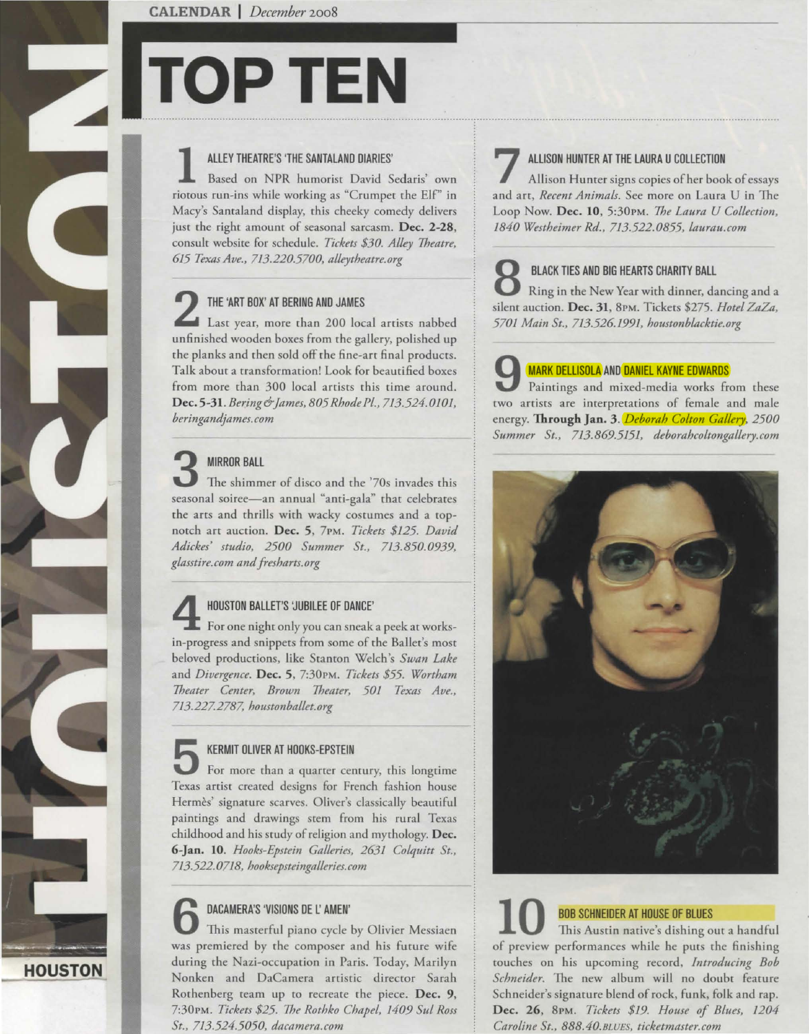# TOP TEN

## 1 ALLEY THEATRE'S 'THE SANTALAND DIARIES'

Based on NPR humorist David Sedaris' own riotous run-ins while working as "Crumpet the Elf" in Macy's Santaland display, this cheeky comedy delivers just the right amount of seasonal sarcasm. **Dec. 2-28**, consult website for schedule. *Tickets $30. Alley Theatre, 615 Texas Ave., 713.220.5700, alleytheatre.org*

## 2 THE 'ART BOX' AT BERING AND JAMES

Last year, more than 200 local artists nabbed unfinished wooden boxes from the gallery, polished up the planks and then sold off the fine-art final products. Talk about a transformation! Look for beautified boxes from more than 300 local artists this time around. **Dec. 5-31.** *Bering & James, 805 Rhode Pl., 713.524.0101, beringandjames.com*

## 3 MIRROR BALL

The shimmer of disco and the '70s invades this seasonal soiree—an annual "anti-gala" that celebrates the arts and thrills with wacky costumes and a top-notch art auction. **Dec. 5**, 7PM. *Tickets $125. David Adickes' studio, 2500 Summer St., 713.850.0939, glasstire.com and fresharts.org*

## 4 HOUSTON BALLET'S 'JUBILEE OF DANCE'

For one night only you can sneak a peek at works-in-progress and snippets from some of the Ballet's most beloved productions, like Stanton Welch's *Swan Lake* and *Divergence*. **Dec. 5**, 7:30PM. *Tickets $55. Wortham Theater Center, Brown Theater, 501 Texas Ave., 713.227.2787, houstonballet.org*

## 5 KERMIT OLIVER AT HOOKS-EPSTEIN

For more than a quarter century, this longtime Texas artist created designs for French fashion house Hermès' signature scarves. Oliver's classically beautiful paintings and drawings stem from his rural Texas childhood and his study of religion and mythology. **Dec. 6-Jan. 10.** *Hooks-Epstein Galleries, 2631 Colquitt St., 713.522.0718, hooksepsteingalleries.com*

## 6 DACAMERA'S 'VISIONS DE L' AMEN'

This masterful piano cycle by Olivier Messiaen was premiered by the composer and his future wife during the Nazi-occupation in Paris. Today, Marilyn Nonken and DaCamera artistic director Sarah Rothenberg team up to recreate the piece. **Dec. 9**, 7:30PM. *Tickets $25. The Rothko Chapel, 1409 Sul Ross St., 713.524.5050, dacamera.com*

## 7 ALLISON HUNTER AT THE LAURA U COLLECTION

Allison Hunter signs copies of her book of essays and art, *Recent Animals*. See more on Laura U in The Loop Now. **Dec. 10**, 5:30PM. *The Laura U Collection, 1840 Westheimer Rd., 713.522.0855, laurau.com*

## 8 BLACK TIES AND BIG HEARTS CHARITY BALL

Ring in the New Year with dinner, dancing and a silent auction. **Dec. 31**, 8PM. Tickets $275. *Hotel ZaZa, 5701 Main St., 713.526.1991, houstonblacktie.org*

## 9 MARK DELLISOLA AND DANIEL KAYNE EDWARDS

Paintings and mixed-media works from these two artists are interpretations of female and male energy. **Through Jan. 3.** *Deborah Colton Gallery, 2500 Summer St., 713.869.5151, deborahcoltongallery.com*

## 10 BOB SCHNEIDER AT HOUSE OF BLUES

This Austin native's dishing out a handful of preview performances while he puts the finishing touches on his upcoming record, *Introducing Bob Schneider*. The new album will no doubt feature Schneider's signature blend of rock, funk, folk and rap. **Dec. 26**, 8PM. *Tickets $19. House of Blues, 1204 Caroline St., 888.40.BLUES, ticketmaster.com*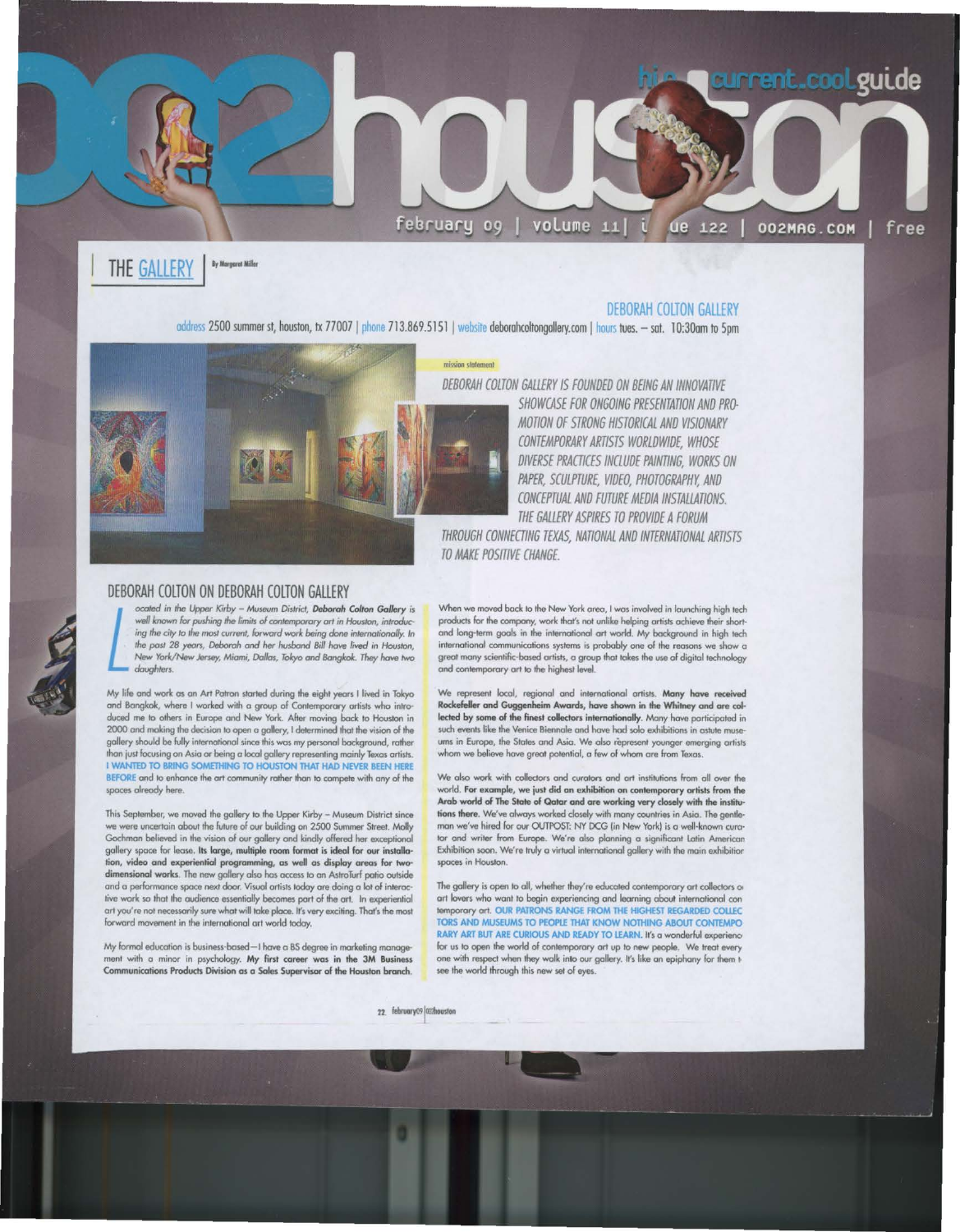# 002houston

hip current.cool guide

february 09 | volume 11 | issue 122 | 002MAG.COM | free

## THE GALLERY

By Margaret Miller

### DEBORAH COLTON GALLERY

address 2500 summer st, houston, tx 77007 | phone 713.869.5151 | website deborahcoltongallery.com | hours tues. – sat. 10:30am to 5pm

mission statement

*DEBORAH COLTON GALLERY IS FOUNDED ON BEING AN INNOVATIVE SHOWCASE FOR ONGOING PRESENTATION AND PROMOTION OF STRONG HISTORICAL AND VISIONARY CONTEMPORARY ARTISTS WORLDWIDE, WHOSE DIVERSE PRACTICES INCLUDE PAINTING, WORKS ON PAPER, SCULPTURE, VIDEO, PHOTOGRAPHY, AND CONCEPTUAL AND FUTURE MEDIA INSTALLATIONS. THE GALLERY ASPIRES TO PROVIDE A FORUM THROUGH CONNECTING TEXAS, NATIONAL AND INTERNATIONAL ARTISTS TO MAKE POSITIVE CHANGE.*

### DEBORAH COLTON ON DEBORAH COLTON GALLERY

*Located in the Upper Kirby – Museum District, **Deborah Colton Gallery** is well known for pushing the limits of contemporary art in Houston, introducing the city to the most current, forward work being done internationally. In the past 28 years, Deborah and her husband Bill have lived in Houston, New York/New Jersey, Miami, Dallas, Tokyo and Bangkok. They have two daughters.*

My life and work as an Art Patron started during the eight years I lived in Tokyo and Bangkok, where I worked with a group of Contemporary artists who introduced me to others in Europe and New York. After moving back to Houston in 2000 and making the decision to open a gallery, I determined that the vision of the gallery should be fully international since this was my personal background, rather than just focusing on Asia or being a local gallery representing mainly Texas artists. **I WANTED TO BRING SOMETHING TO HOUSTON THAT HAD NEVER BEEN HERE BEFORE** and to enhance the art community rather than to compete with any of the spaces already here.

This September, we moved the gallery to the Upper Kirby – Museum District since we were uncertain about the future of our building on 2500 Summer Street. Molly Gochman believed in the vision of our gallery and kindly offered her exceptional gallery space for lease. **Its large, multiple room format is ideal for our installation, video and experiential programming, as well as display areas for two-dimensional works.** The new gallery also has access to an AstroTurf patio outside and a performance space next door. Visual artists today are doing a lot of interactive work so that the audience essentially becomes part of the art. In experiential art you're not necessarily sure what will take place. It's very exciting. That's the most forward movement in the international art world today.

My formal education is business-based—I have a BS degree in marketing management with a minor in psychology. **My first career was in the 3M Business Communications Products Division as a Sales Supervisor of the Houston branch.**

When we moved back to the New York area, I was involved in launching high tech products for the company, work that's not unlike helping artists achieve their short- and long-term goals in the international art world. My background in high tech international communications systems is probably one of the reasons we show a great many scientific-based artists, a group that takes the use of digital technology and contemporary art to the highest level.

We represent local, regional and international artists. **Many have received Rockefeller and Guggenheim Awards, have shown in the Whitney and are collected by some of the finest collectors internationally.** Many have participated in such events like the Venice Biennale and have had solo exhibitions in astute museums in Europe, the States and Asia. We also represent younger emerging artists whom we believe have great potential, a few of whom are from Texas.

We also work with collectors and curators and art institutions from all over the world. **For example, we just did an exhibition on contemporary artists from the Arab world of The State of Qatar and are working very closely with the institutions there.** We've always worked closely with many countries in Asia. The gentleman we've hired for our OUTPOST: NY DCG (in New York) is a well-known curator and writer from Europe. We're also planning a significant Latin American Exhibition soon. We're truly a virtual international gallery with the main exhibition spaces in Houston.

The gallery is open to all, whether they're educated contemporary art collectors or art lovers who want to begin experiencing and learning about international contemporary art. **OUR PATRONS RANGE FROM THE HIGHEST REGARDED COLLECTORS AND MUSEUMS TO PEOPLE THAT KNOW NOTHING ABOUT CONTEMPORARY ART BUT ARE CURIOUS AND READY TO LEARN.** It's a wonderful experience for us to open the world of contemporary art up to new people. We treat every one with respect when they walk into our gallery. It's like an epiphany for them to see the world through this new set of eyes.